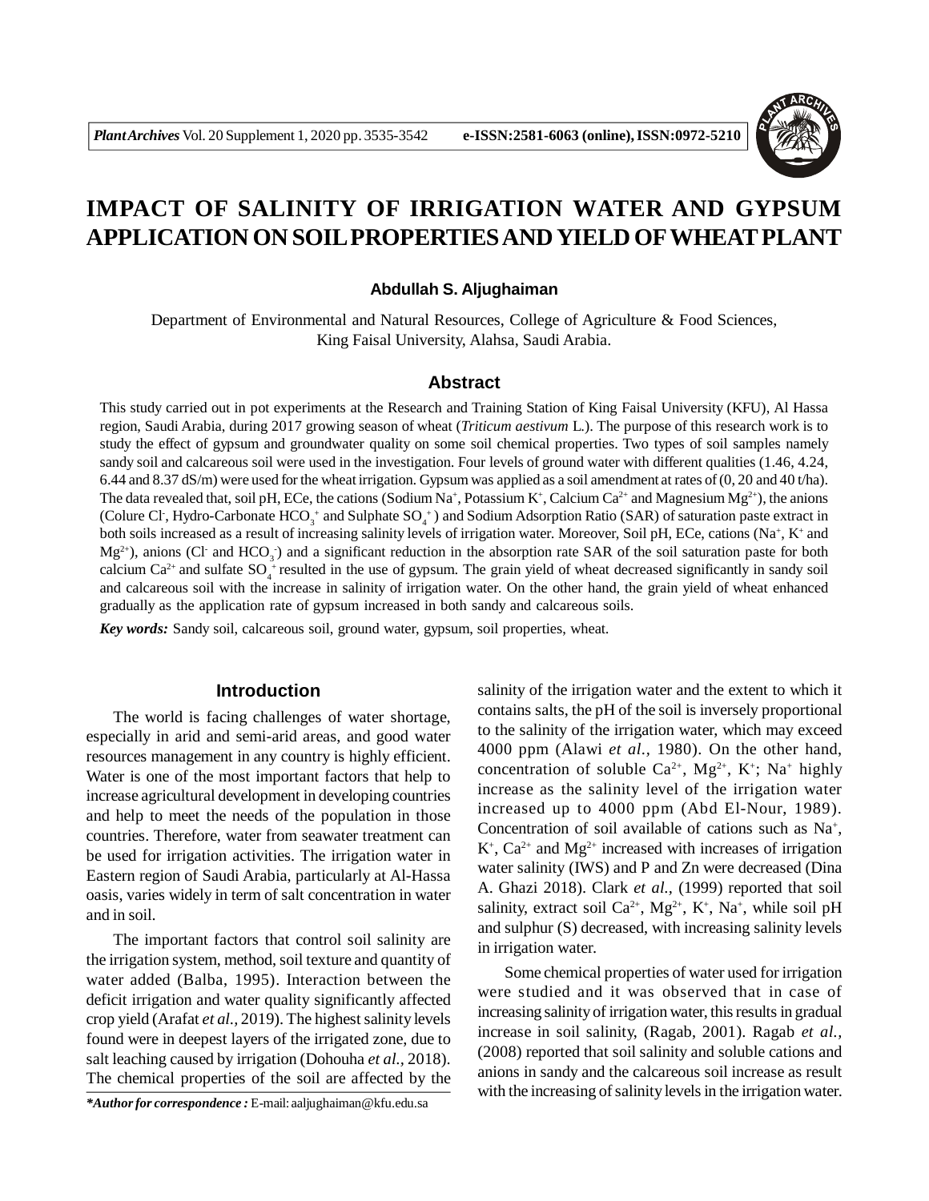# IMPACT OF SALINITY OF IRRIGATION WATER AND GYPSUM APPLICATION ON SOIL PROPERTIES AND YIELD OF WHEAT PLANT

**Abdullah S. Aljughaiman**

Department of Environmental and Natural Resources, College of Agriculture & Food Sciences, King Faisal University, Alahsa, Saudi Arabia.

## Abstract

This study carried out in pot experiments at the Research and Training Station of King Faisal University (KFU), Al Hassa region, Saudi Arabia, during 2017 growing season of wheat (*Triticum aestivum* L.). The purpose of this research work is to study the effect of gypsum and groundwater quality on some soil chemical properties. Two types of soil samples namely sandy soil and calcareous soil were used in the investigation. Four levels of ground water with different qualities (1.46, 4.24, 6.44 and 8.37 dS/m) were used for the wheat irrigation. Gypsum was applied as a soil amendment at rates of (0, 20 and 40 t/ha). The data revealed that, soil pH, ECe, the cations (Sodium $Na^+$, Potassium $K^+$, Calcium $Ca^{2+}$ and Magnesium $Mg^{2+}$), the anions (Colure $Cl^-$, Hydro-Carbonate $HCO_3^+$ and Sulphate $SO_4^+$) and Sodium Adsorption Ratio (SAR) of saturation paste extract in both soils increased as a result of increasing salinity levels of irrigation water. Moreover, Soil pH, ECe, cations ($Na^+$, $K^+$ and $Mg^{2+}$), anions ($Cl^-$ and $HCO_3^-$) and a significant reduction in the absorption rate SAR of the soil saturation paste for both calcium $Ca^{2+}$ and sulfate $SO_4^+$ resulted in the use of gypsum. The grain yield of wheat decreased significantly in sandy soil and calcareous soil with the increase in salinity of irrigation water. On the other hand, the grain yield of wheat enhanced gradually as the application rate of gypsum increased in both sandy and calcareous soils.

***Key words:*** Sandy soil, calcareous soil, ground water, gypsum, soil properties, wheat.

## Introduction

The world is facing challenges of water shortage, especially in arid and semi-arid areas, and good water resources management in any country is highly efficient. Water is one of the most important factors that help to increase agricultural development in developing countries and help to meet the needs of the population in those countries. Therefore, water from seawater treatment can be used for irrigation activities. The irrigation water in Eastern region of Saudi Arabia, particularly at Al-Hassa oasis, varies widely in term of salt concentration in water and in soil.

The important factors that control soil salinity are the irrigation system, method, soil texture and quantity of water added (Balba, 1995). Interaction between the deficit irrigation and water quality significantly affected crop yield (Arafat *et al.,* 2019). The highest salinity levels found were in deepest layers of the irrigated zone, due to salt leaching caused by irrigation (Dohouha *et al.,* 2018). The chemical properties of the soil are affected by the salinity of the irrigation water and the extent to which it contains salts, the pH of the soil is inversely proportional to the salinity of the irrigation water, which may exceed 4000 ppm (Alawi *et al.,* 1980). On the other hand, concentration of soluble $Ca^{2+}$, $Mg^{2+}$, $K^+$; $Na^+$ highly increase as the salinity level of the irrigation water increased up to 4000 ppm (Abd El-Nour, 1989). Concentration of soil available of cations such as $Na^+$, $K^+$, $Ca^{2+}$ and $Mg^{2+}$ increased with increases of irrigation water salinity (IWS) and P and Zn were decreased (Dina A. Ghazi 2018). Clark *et al.,* (1999) reported that soil salinity, extract soil $Ca^{2+}$, $Mg^{2+}$, $K^+$, $Na^+$, while soil pH and sulphur (S) decreased, with increasing salinity levels in irrigation water.

Some chemical properties of water used for irrigation were studied and it was observed that in case of increasing salinity of irrigation water, this results in gradual increase in soil salinity, (Ragab, 2001). Ragab *et al.,* (2008) reported that soil salinity and soluble cations and anions in sandy and the calcareous soil increase as result with the increasing of salinity levels in the irrigation water.

***Author for correspondence :** E-mail: aaljughaiman@kfu.edu.sa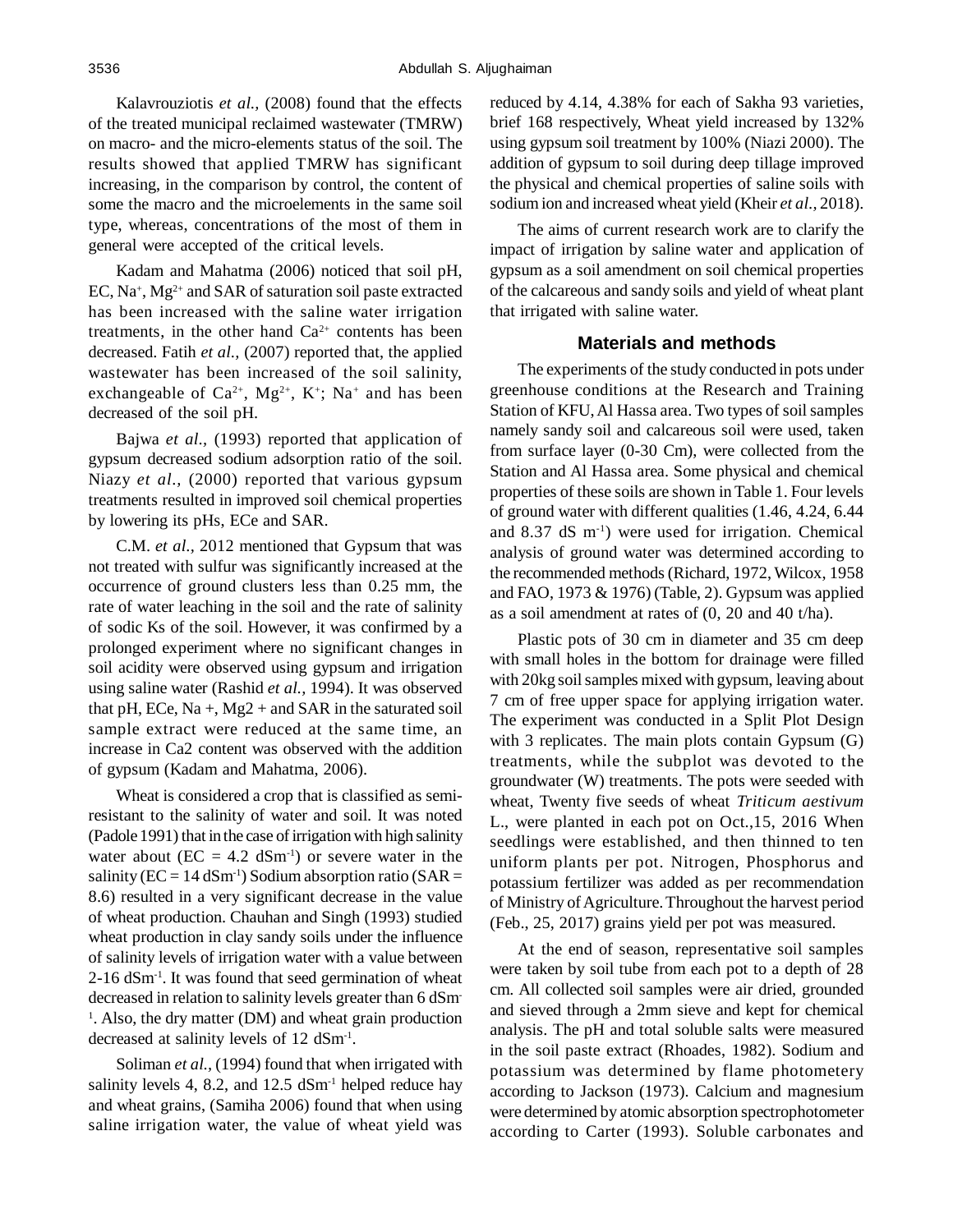Kalavrouziotis *et al.,* (2008) found that the effects of the treated municipal reclaimed wastewater (TMRW) on macro- and the micro-elements status of the soil. The results showed that applied TMRW has significant increasing, in the comparison by control, the content of some the macro and the microelements in the same soil type, whereas, concentrations of the most of them in general were accepted of the critical levels.

Kadam and Mahatma (2006) noticed that soil pH, EC, $Na^+$, $Mg^{2+}$ and SAR of saturation soil paste extracted has been increased with the saline water irrigation treatments, in the other hand $Ca^{2+}$ contents has been decreased. Fatih *et al.,* (2007) reported that, the applied wastewater has been increased of the soil salinity, exchangeable of $Ca^{2+}$, $Mg^{2+}$, $K^+$; $Na^+$ and has been decreased of the soil pH.

Bajwa *et al.,* (1993) reported that application of gypsum decreased sodium adsorption ratio of the soil. Niazy *et al.,* (2000) reported that various gypsum treatments resulted in improved soil chemical properties by lowering its pHs, ECe and SAR.

C.M. *et al.,* 2012 mentioned that Gypsum that was not treated with sulfur was significantly increased at the occurrence of ground clusters less than 0.25 mm, the rate of water leaching in the soil and the rate of salinity of sodic Ks of the soil. However, it was confirmed by a prolonged experiment where no significant changes in soil acidity were observed using gypsum and irrigation using saline water (Rashid *et al.,* 1994). It was observed that pH, ECe, Na +, Mg2 + and SAR in the saturated soil sample extract were reduced at the same time, an increase in Ca2 content was observed with the addition of gypsum (Kadam and Mahatma, 2006).

Wheat is considered a crop that is classified as semi-resistant to the salinity of water and soil. It was noted (Padole 1991) that in the case of irrigation with high salinity water about (EC = 4.2 $dSm^{-1}$) or severe water in the salinity (EC = 14 $dSm^{-1}$) Sodium absorption ratio (SAR = 8.6) resulted in a very significant decrease in the value of wheat production. Chauhan and Singh (1993) studied wheat production in clay sandy soils under the influence of salinity levels of irrigation water with a value between 2-16 $dSm^{-1}$. It was found that seed germination of wheat decreased in relation to salinity levels greater than 6 $dSm^{-1}$. Also, the dry matter (DM) and wheat grain production decreased at salinity levels of 12 $dSm^{-1}$.

Soliman *et al.,* (1994) found that when irrigated with salinity levels 4, 8.2, and 12.5 $dSm^{-1}$ helped reduce hay and wheat grains, (Samiha 2006) found that when using saline irrigation water, the value of wheat yield was reduced by 4.14, 4.38% for each of Sakha 93 varieties, brief 168 respectively, Wheat yield increased by 132% using gypsum soil treatment by 100% (Niazi 2000). The addition of gypsum to soil during deep tillage improved the physical and chemical properties of saline soils with sodium ion and increased wheat yield (Kheir *et al.,* 2018).

The aims of current research work are to clarify the impact of irrigation by saline water and application of gypsum as a soil amendment on soil chemical properties of the calcareous and sandy soils and yield of wheat plant that irrigated with saline water.

## Materials and methods

The experiments of the study conducted in pots under greenhouse conditions at the Research and Training Station of KFU, Al Hassa area. Two types of soil samples namely sandy soil and calcareous soil were used, taken from surface layer (0-30 Cm), were collected from the Station and Al Hassa area. Some physical and chemical properties of these soils are shown in Table 1. Four levels of ground water with different qualities (1.46, 4.24, 6.44 and 8.37 dS $m^{-1}$) were used for irrigation. Chemical analysis of ground water was determined according to the recommended methods (Richard, 1972, Wilcox, 1958 and FAO, 1973 & 1976) (Table, 2). Gypsum was applied as a soil amendment at rates of (0, 20 and 40 t/ha).

Plastic pots of 30 cm in diameter and 35 cm deep with small holes in the bottom for drainage were filled with 20kg soil samples mixed with gypsum, leaving about 7 cm of free upper space for applying irrigation water. The experiment was conducted in a Split Plot Design with 3 replicates. The main plots contain Gypsum (G) treatments, while the subplot was devoted to the groundwater (W) treatments. The pots were seeded with wheat, Twenty five seeds of wheat *Triticum aestivum* L., were planted in each pot on Oct.,15, 2016 When seedlings were established, and then thinned to ten uniform plants per pot. Nitrogen, Phosphorus and potassium fertilizer was added as per recommendation of Ministry of Agriculture. Throughout the harvest period (Feb., 25, 2017) grains yield per pot was measured.

At the end of season, representative soil samples were taken by soil tube from each pot to a depth of 28 cm. All collected soil samples were air dried, grounded and sieved through a 2mm sieve and kept for chemical analysis. The pH and total soluble salts were measured in the soil paste extract (Rhoades, 1982). Sodium and potassium was determined by flame photometery according to Jackson (1973). Calcium and magnesium were determined by atomic absorption spectrophotometer according to Carter (1993). Soluble carbonates and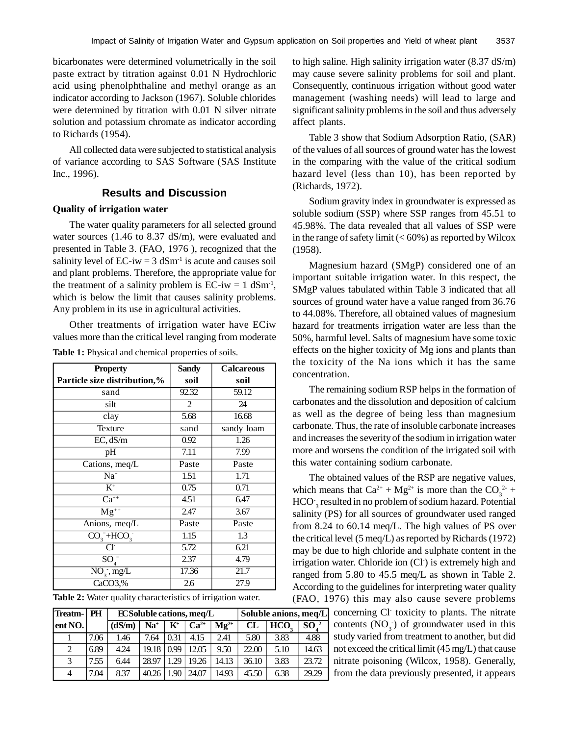bicarbonates were determined volumetrically in the soil paste extract by titration against 0.01 N Hydrochloric acid using phenolphthaline and methyl orange as an indicator according to Jackson (1967). Soluble chlorides were determined by titration with 0.01 N silver nitrate solution and potassium chromate as indicator according to Richards (1954).

All collected data were subjected to statistical analysis of variance according to SAS Software (SAS Institute Inc., 1996).

## Results and Discussion

### Quality of irrigation water

The water quality parameters for all selected ground water sources (1.46 to 8.37 dS/m), were evaluated and presented in Table 3. (FAO, 1976 ), recognized that the salinity level of EC-iw = 3 $dSm^{-1}$ is acute and causes soil and plant problems. Therefore, the appropriate value for the treatment of a salinity problem is EC-iw = 1 $dSm^{-1}$, which is below the limit that causes salinity problems. Any problem in its use in agricultural activities.

Other treatments of irrigation water have ECiw values more than the critical level ranging from moderate to high saline. High salinity irrigation water (8.37 dS/m) may cause severe salinity problems for soil and plant. Consequently, continuous irrigation without good water management (washing needs) will lead to large and significant salinity problems in the soil and thus adversely affect plants.

**Table 1:** Physical and chemical properties of soils.

| Property<br>Particle size distribution,% | Sandy soil | Calcareous soil |
|---|---|---|
| sand | 92.32 | 59.12 |
| silt | 2 | 24 |
| clay | 5.68 | 16.68 |
| Texture | sand | sandy loam |
| EC, dS/m | 0.92 | 1.26 |
| pH | 7.11 | 7.99 |
| Cations, meq/L | Paste | Paste |
| $Na^{+}$ | 1.51 | 1.71 |
| $K^{+}$ | 0.75 | 0.71 |
| $Ca^{++}$ | 4.51 | 6.47 |
| $Mg^{++}$ | 2.47 | 3.67 |
| Anions, meq/L | Paste | Paste |
| $CO_3^{=}$+$HCO_3^{-}$ | 1.15 | 1.3 |
| $Cl^{-}$ | 5.72 | 6.21 |
| $SO_4^{=}$ | 2.37 | 4.79 |
| $NO_3^{-}$, mg/L | 17.36 | 21.7 |
| CaCO3,% | 2.6 | 27.9 |

**Table 2:** Water quality characteristics of irrigation water.

| Treatment NO. | PH | EC (dS/m) | Soluble cations, meq/L | | | | Soluble anions, meq/L | | |
|---|---|---|---|---|---|---|---|---|---|
| | | | $Na^{+}$ | $K^{+}$ | $Ca^{2+}$ | $Mg^{2+}$ | $CL^{-}$ | $HCO_3^{-}$ | $SO_4^{2-}$ |
| 1 | 7.06 | 1.46 | 7.64 | 0.31 | 4.15 | 2.41 | 5.80 | 3.83 | 4.88 |
| 2 | 6.89 | 4.24 | 19.18 | 0.99 | 12.05 | 9.50 | 22.00 | 5.10 | 14.63 |
| 3 | 7.55 | 6.44 | 28.97 | 1.29 | 19.26 | 14.13 | 36.10 | 3.83 | 23.72 |
| 4 | 7.04 | 8.37 | 40.26 | 1.90 | 24.07 | 14.93 | 45.50 | 6.38 | 29.29 |

Table 3 show that Sodium Adsorption Ratio, (SAR) of the values of all sources of ground water has the lowest in the comparing with the value of the critical sodium hazard level (less than 10), has been reported by (Richards, 1972).

Sodium gravity index in groundwater is expressed as soluble sodium (SSP) where SSP ranges from 45.51 to 45.98%. The data revealed that all values of SSP were in the range of safety limit (< 60%) as reported by Wilcox (1958).

Magnesium hazard (SMgP) considered one of an important suitable irrigation water. In this respect, the SMgP values tabulated within Table 3 indicated that all sources of ground water have a value ranged from 36.76 to 44.08%. Therefore, all obtained values of magnesium hazard for treatments irrigation water are less than the 50%, harmful level. Salts of magnesium have some toxic effects on the higher toxicity of Mg ions and plants than the toxicity of the Na ions which it has the same concentration.

The remaining sodium RSP helps in the formation of carbonates and the dissolution and deposition of calcium as well as the degree of being less than magnesium carbonate. Thus, the rate of insoluble carbonate increases and increases the severity of the sodium in irrigation water more and worsens the condition of the irrigated soil with this water containing sodium carbonate.

The obtained values of the RSP are negative values, which means that $Ca^{2+}$ + $Mg^{2+}$ is more than the $CO_3^{2-}$ + $HCO_3^{-}$ resulted in no problem of sodium hazard. Potential salinity (PS) for all sources of groundwater used ranged from 8.24 to 60.14 meq/L. The high values of PS over the critical level (5 meq/L) as reported by Richards (1972) may be due to high chloride and sulphate content in the irrigation water. Chloride ion ($Cl^{-}$) is extremely high and ranged from 5.80 to 45.5 meq/L as shown in Table 2. According to the guidelines for interpreting water quality (FAO, 1976) this may also cause severe problems concerning $Cl^{-}$ toxicity to plants. The nitrate contents ($NO_3^{-}$) of groundwater used in this study varied from treatment to another, but did not exceed the critical limit (45 mg/L) that cause nitrate poisoning (Wilcox, 1958). Generally, from the data previously presented, it appears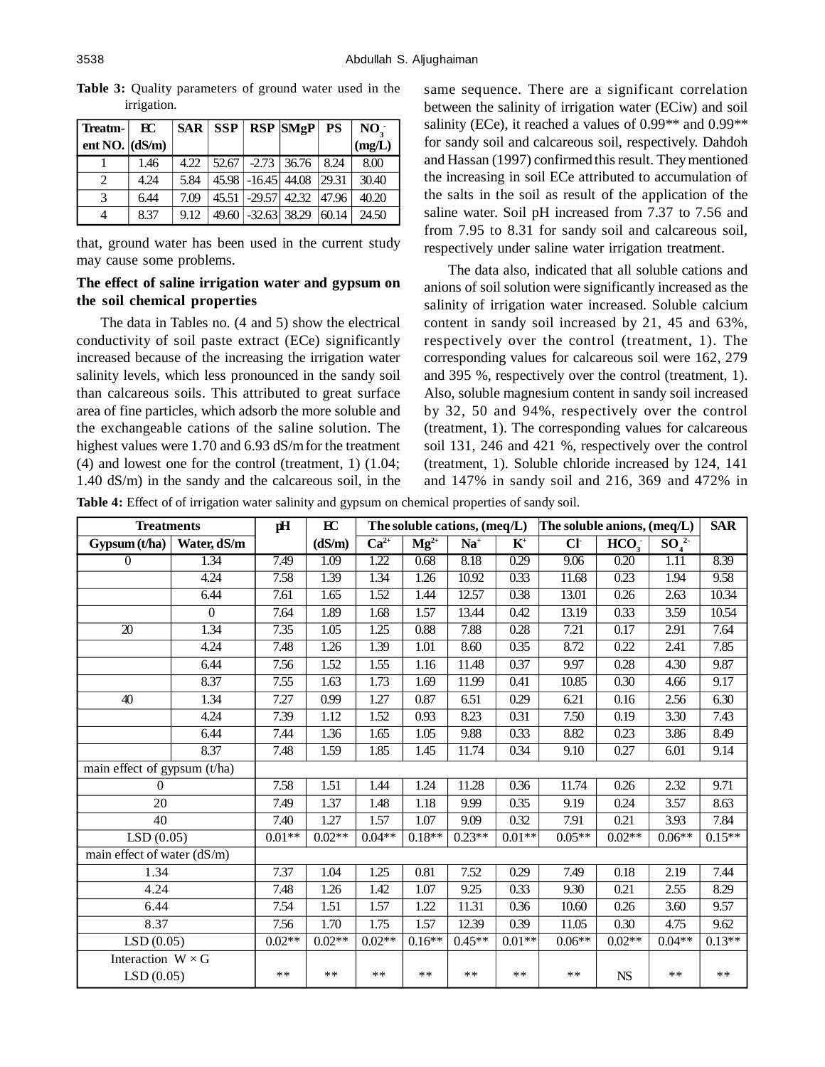**Table 3:** Quality parameters of ground water used in the irrigation.

| Treatment NO. | EC (dS/m) | SAR | SSP | RSP | SMgP | PS | $NO_3^-$ (mg/L) |
|---|---|---|---|---|---|---|---|
| 1 | 1.46 | 4.22 | 52.67 | -2.73 | 36.76 | 8.24 | 8.00 |
| 2 | 4.24 | 5.84 | 45.98 | -16.45 | 44.08 | 29.31 | 30.40 |
| 3 | 6.44 | 7.09 | 45.51 | -29.57 | 42.32 | 47.96 | 40.20 |
| 4 | 8.37 | 9.12 | 49.60 | -32.63 | 38.29 | 60.14 | 24.50 |

that, ground water has been used in the current study may cause some problems.

### The effect of saline irrigation water and gypsum on the soil chemical properties

The data in Tables no. (4 and 5) show the electrical conductivity of soil paste extract (ECe) significantly increased because of the increasing the irrigation water salinity levels, which less pronounced in the sandy soil than calcareous soils. This attributed to great surface area of fine particles, which adsorb the more soluble and the exchangeable cations of the saline solution. The highest values were 1.70 and 6.93 dS/m for the treatment (4) and lowest one for the control (treatment, 1) (1.04; 1.40 dS/m) in the sandy and the calcareous soil, in the same sequence. There are a significant correlation between the salinity of irrigation water (ECiw) and soil salinity (ECe), it reached a values of 0.99** and 0.99** for sandy soil and calcareous soil, respectively. Dahdoh and Hassan (1997) confirmed this result. They mentioned the increasing in soil ECe attributed to accumulation of the salts in the soil as result of the application of the saline water. Soil pH increased from 7.37 to 7.56 and from 7.95 to 8.31 for sandy soil and calcareous soil, respectively under saline water irrigation treatment.

The data also, indicated that all soluble cations and anions of soil solution were significantly increased as the salinity of irrigation water increased. Soluble calcium content in sandy soil increased by 21, 45 and 63%, respectively over the control (treatment, 1). The corresponding values for calcareous soil were 162, 279 and 395 %, respectively over the control (treatment, 1). Also, soluble magnesium content in sandy soil increased by 32, 50 and 94%, respectively over the control (treatment, 1). The corresponding values for calcareous soil 131, 246 and 421 %, respectively over the control (treatment, 1). Soluble chloride increased by 124, 141 and 147% in sandy soil and 216, 369 and 472% in

**Table 4:** Effect of of irrigation water salinity and gypsum on chemical properties of sandy soil.

| Treatments | | pH | EC | The soluble cations, (meq/L) | | | | The soluble anions, (meq/L) | | | SAR |
|---|---|---|---|---|---|---|---|---|---|---|---|
| Gypsum (t/ha) | Water, dS/m | | (dS/m) | $Ca^{2+}$ | $Mg^{2+}$ | $Na^+$ | $K^+$ | $Cl^-$ | $HCO_3^-$ | $SO_4^{2-}$ | |
| 0 | 1.34 | 7.49 | 1.09 | 1.22 | 0.68 | 8.18 | 0.29 | 9.06 | 0.20 | 1.11 | 8.39 |
| | 4.24 | 7.58 | 1.39 | 1.34 | 1.26 | 10.92 | 0.33 | 11.68 | 0.23 | 1.94 | 9.58 |
| | 6.44 | 7.61 | 1.65 | 1.52 | 1.44 | 12.57 | 0.38 | 13.01 | 0.26 | 2.63 | 10.34 |
| | 0 | 7.64 | 1.89 | 1.68 | 1.57 | 13.44 | 0.42 | 13.19 | 0.33 | 3.59 | 10.54 |
| 20 | 1.34 | 7.35 | 1.05 | 1.25 | 0.88 | 7.88 | 0.28 | 7.21 | 0.17 | 2.91 | 7.64 |
| | 4.24 | 7.48 | 1.26 | 1.39 | 1.01 | 8.60 | 0.35 | 8.72 | 0.22 | 2.41 | 7.85 |
| | 6.44 | 7.56 | 1.52 | 1.55 | 1.16 | 11.48 | 0.37 | 9.97 | 0.28 | 4.30 | 9.87 |
| | 8.37 | 7.55 | 1.63 | 1.73 | 1.69 | 11.99 | 0.41 | 10.85 | 0.30 | 4.66 | 9.17 |
| 40 | 1.34 | 7.27 | 0.99 | 1.27 | 0.87 | 6.51 | 0.29 | 6.21 | 0.16 | 2.56 | 6.30 |
| | 4.24 | 7.39 | 1.12 | 1.52 | 0.93 | 8.23 | 0.31 | 7.50 | 0.19 | 3.30 | 7.43 |
| | 6.44 | 7.44 | 1.36 | 1.65 | 1.05 | 9.88 | 0.33 | 8.82 | 0.23 | 3.86 | 8.49 |
| | 8.37 | 7.48 | 1.59 | 1.85 | 1.45 | 11.74 | 0.34 | 9.10 | 0.27 | 6.01 | 9.14 |
| main effect of gypsum (t/ha) | | | | | | | | | | | |
| 0 | | 7.58 | 1.51 | 1.44 | 1.24 | 11.28 | 0.36 | 11.74 | 0.26 | 2.32 | 9.71 |
| 20 | | 7.49 | 1.37 | 1.48 | 1.18 | 9.99 | 0.35 | 9.19 | 0.24 | 3.57 | 8.63 |
| 40 | | 7.40 | 1.27 | 1.57 | 1.07 | 9.09 | 0.32 | 7.91 | 0.21 | 3.93 | 7.84 |
| LSD (0.05) | | 0.01** | 0.02** | 0.04** | 0.18** | 0.23** | 0.01** | 0.05** | 0.02** | 0.06** | 0.15** |
| main effect of water (dS/m) | | | | | | | | | | | |
| 1.34 | | 7.37 | 1.04 | 1.25 | 0.81 | 7.52 | 0.29 | 7.49 | 0.18 | 2.19 | 7.44 |
| 4.24 | | 7.48 | 1.26 | 1.42 | 1.07 | 9.25 | 0.33 | 9.30 | 0.21 | 2.55 | 8.29 |
| 6.44 | | 7.54 | 1.51 | 1.57 | 1.22 | 11.31 | 0.36 | 10.60 | 0.26 | 3.60 | 9.57 |
| 8.37 | | 7.56 | 1.70 | 1.75 | 1.57 | 12.39 | 0.39 | 11.05 | 0.30 | 4.75 | 9.62 |
| LSD (0.05) | | 0.02** | 0.02** | 0.02** | 0.16** | 0.45** | 0.01** | 0.06** | 0.02** | 0.04** | 0.13** |
| Interaction W × G LSD (0.05) | | ** | ** | ** | ** | ** | ** | ** | NS | ** | ** |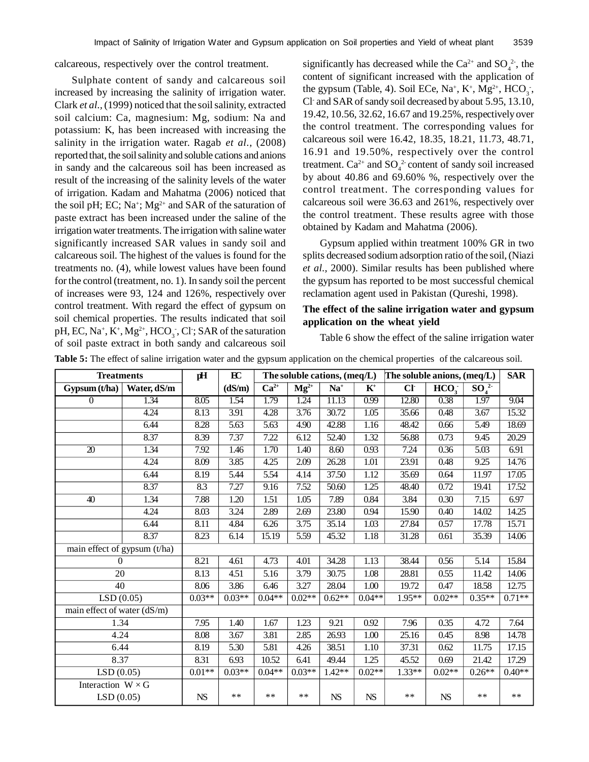calcareous, respectively over the control treatment.

Sulphate content of sandy and calcareous soil increased by increasing the salinity of irrigation water. Clark *et al.*, (1999) noticed that the soil salinity, extracted soil calcium: Ca, magnesium: Mg, sodium: Na and potassium: K, has been increased with increasing the salinity in the irrigation water. Ragab *et al.,* (2008) reported that, the soil salinity and soluble cations and anions in sandy and the calcareous soil has been increased as result of the increasing of the salinity levels of the water of irrigation. Kadam and Mahatma (2006) noticed that the soil pH; EC; $Na^+$; $Mg^{2+}$ and SAR of the saturation of paste extract has been increased under the saline of the irrigation water treatments. The irrigation with saline water significantly increased SAR values in sandy soil and calcareous soil. The highest of the values is found for the treatments no. (4), while lowest values have been found for the control (treatment, no. 1). In sandy soil the percent of increases were 93, 124 and 126%, respectively over control treatment. With regard the effect of gypsum on soil chemical properties. The results indicated that soil pH, EC, $Na^+$, $K^+$, $Mg^{2+}$, $HCO_3^-$, $Cl^-$; SAR of the saturation of soil paste extract in both sandy and calcareous soil significantly has decreased while the $Ca^{2+}$ and $SO_4^{2-}$, the content of significant increased with the application of the gypsum (Table, 4). Soil ECe, $Na^+$, $K^+$, $Mg^{2+}$, $HCO_3^-$, $Cl^-$ and SAR of sandy soil decreased by about 5.95, 13.10, 19.42, 10.56, 32.62, 16.67 and 19.25%, respectively over the control treatment. The corresponding values for calcareous soil were 16.42, 18.35, 18.21, 11.73, 48.71, 16.91 and 19.50%, respectively over the control treatment. $Ca^{2+}$ and $SO_4^{2-}$ content of sandy soil increased by about 40.86 and 69.60% %, respectively over the control treatment. The corresponding values for calcareous soil were 36.63 and 261%, respectively over the control treatment. These results agree with those obtained by Kadam and Mahatma (2006).

Gypsum applied within treatment 100% GR in two splits decreased sodium adsorption ratio of the soil, (Niazi *et al.,* 2000). Similar results has been published where the gypsum has reported to be most successful chemical reclamation agent used in Pakistan (Qureshi, 1998).

### The effect of the saline irrigation water and gypsum application on the wheat yield

Table 6 show the effect of the saline irrigation water

**Table 5:** The effect of saline irrigation water and the gypsum application on the chemical properties of the calcareous soil.

| Treatments | | pH | EC | The soluble cations, (meq/L) | | | | The soluble anions, (meq/L) | | | SAR |
|---|---|---|---|---|---|---|---|---|---|---|---|
| Gypsum (t/ha) | Water, dS/m | | (dS/m) | $Ca^{2+}$ | $Mg^{2+}$ | $Na^+$ | $K^+$ | $Cl^-$ | $HCO_3^-$ | $SO_4^{2-}$ | |
| 0 | 1.34 | 8.05 | 1.54 | 1.79 | 1.24 | 11.13 | 0.99 | 12.80 | 0.38 | 1.97 | 9.04 |
| | 4.24 | 8.13 | 3.91 | 4.28 | 3.76 | 30.72 | 1.05 | 35.66 | 0.48 | 3.67 | 15.32 |
| | 6.44 | 8.28 | 5.63 | 5.63 | 4.90 | 42.88 | 1.16 | 48.42 | 0.66 | 5.49 | 18.69 |
| | 8.37 | 8.39 | 7.37 | 7.22 | 6.12 | 52.40 | 1.32 | 56.88 | 0.73 | 9.45 | 20.29 |
| 20 | 1.34 | 7.92 | 1.46 | 1.70 | 1.40 | 8.60 | 0.93 | 7.24 | 0.36 | 5.03 | 6.91 |
| | 4.24 | 8.09 | 3.85 | 4.25 | 2.09 | 26.28 | 1.01 | 23.91 | 0.48 | 9.25 | 14.76 |
| | 6.44 | 8.19 | 5.44 | 5.54 | 4.14 | 37.50 | 1.12 | 35.69 | 0.64 | 11.97 | 17.05 |
| | 8.37 | 8.3 | 7.27 | 9.16 | 7.52 | 50.60 | 1.25 | 48.40 | 0.72 | 19.41 | 17.52 |
| 40 | 1.34 | 7.88 | 1.20 | 1.51 | 1.05 | 7.89 | 0.84 | 3.84 | 0.30 | 7.15 | 6.97 |
| | 4.24 | 8.03 | 3.24 | 2.89 | 2.69 | 23.80 | 0.94 | 15.90 | 0.40 | 14.02 | 14.25 |
| | 6.44 | 8.11 | 4.84 | 6.26 | 3.75 | 35.14 | 1.03 | 27.84 | 0.57 | 17.78 | 15.71 |
| | 8.37 | 8.23 | 6.14 | 15.19 | 5.59 | 45.32 | 1.18 | 31.28 | 0.61 | 35.39 | 14.06 |
| main effect of gypsum (t/ha) | | | | | | | | | | | |
| 0 | | 8.21 | 4.61 | 4.73 | 4.01 | 34.28 | 1.13 | 38.44 | 0.56 | 5.14 | 15.84 |
| 20 | | 8.13 | 4.51 | 5.16 | 3.79 | 30.75 | 1.08 | 28.81 | 0.55 | 11.42 | 14.06 |
| 40 | | 8.06 | 3.86 | 6.46 | 3.27 | 28.04 | 1.00 | 19.72 | 0.47 | 18.58 | 12.75 |
| LSD (0.05) | | 0.03** | 0.03** | 0.04** | 0.02** | 0.62** | 0.04** | 1.95** | 0.02** | 0.35** | 0.71** |
| main effect of water (dS/m) | | | | | | | | | | | |
| 1.34 | | 7.95 | 1.40 | 1.67 | 1.23 | 9.21 | 0.92 | 7.96 | 0.35 | 4.72 | 7.64 |
| 4.24 | | 8.08 | 3.67 | 3.81 | 2.85 | 26.93 | 1.00 | 25.16 | 0.45 | 8.98 | 14.78 |
| 6.44 | | 8.19 | 5.30 | 5.81 | 4.26 | 38.51 | 1.10 | 37.31 | 0.62 | 11.75 | 17.15 |
| 8.37 | | 8.31 | 6.93 | 10.52 | 6.41 | 49.44 | 1.25 | 45.52 | 0.69 | 21.42 | 17.29 |
| LSD (0.05) | | 0.01** | 0.03** | 0.04** | 0.03** | 1.42** | 0.02** | 1.33** | 0.02** | 0.26** | 0.40** |
| Interaction W × G LSD (0.05) | | NS | ** | ** | ** | NS | NS | ** | NS | ** | ** |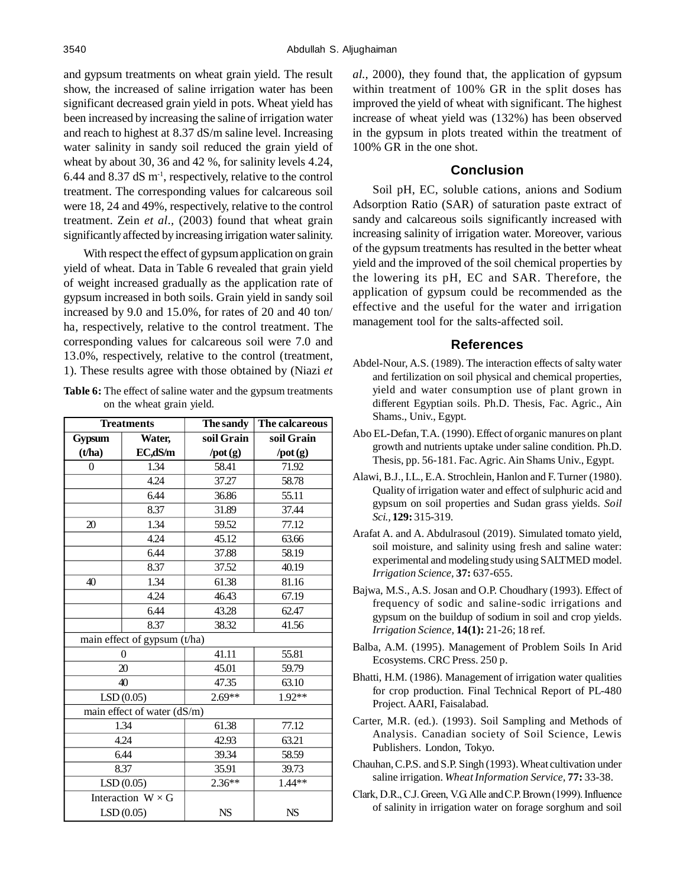and gypsum treatments on wheat grain yield. The result show, the increased of saline irrigation water has been significant decreased grain yield in pots. Wheat yield has been increased by increasing the saline of irrigation water and reach to highest at 8.37 dS/m saline level. Increasing water salinity in sandy soil reduced the grain yield of wheat by about 30, 36 and 42 %, for salinity levels 4.24, 6.44 and 8.37 dS $m^{-1}$, respectively, relative to the control treatment. The corresponding values for calcareous soil were 18, 24 and 49%, respectively, relative to the control treatment. Zein *et al*., (2003) found that wheat grain significantly affected by increasing irrigation water salinity.

With respect the effect of gypsum application on grain yield of wheat. Data in Table 6 revealed that grain yield of weight increased gradually as the application rate of gypsum increased in both soils. Grain yield in sandy soil increased by 9.0 and 15.0%, for rates of 20 and 40 ton/ha, respectively, relative to the control treatment. The corresponding values for calcareous soil were 7.0 and 13.0%, respectively, relative to the control (treatment, 1). These results agree with those obtained by (Niazi *et al.,* 2000), they found that, the application of gypsum within treatment of 100% GR in the split doses has improved the yield of wheat with significant. The highest increase of wheat yield was (132%) has been observed in the gypsum in plots treated within the treatment of 100% GR in the one shot.

**Table 6:** The effect of saline water and the gypsum treatments on the wheat grain yield.

| Treatments | | The sandy soil Grain /pot (g) | The calcareous soil Grain /pot (g) |
|---|---|---|---|
| Gypsum (t/ha) | Water, EC,dS/m | | |
| 0 | 1.34 | 58.41 | 71.92 |
| | 4.24 | 37.27 | 58.78 |
| | 6.44 | 36.86 | 55.11 |
| | 8.37 | 31.89 | 37.44 |
| 20 | 1.34 | 59.52 | 77.12 |
| | 4.24 | 45.12 | 63.66 |
| | 6.44 | 37.88 | 58.19 |
| | 8.37 | 37.52 | 40.19 |
| 40 | 1.34 | 61.38 | 81.16 |
| | 4.24 | 46.43 | 67.19 |
| | 6.44 | 43.28 | 62.47 |
| | 8.37 | 38.32 | 41.56 |
| main effect of gypsum (t/ha) | | | |
| 0 | | 41.11 | 55.81 |
| 20 | | 45.01 | 59.79 |
| 40 | | 47.35 | 63.10 |
| LSD (0.05) | | 2.69** | 1.92** |
| main effect of water (dS/m) | | | |
| 1.34 | | 61.38 | 77.12 |
| 4.24 | | 42.93 | 63.21 |
| 6.44 | | 39.34 | 58.59 |
| 8.37 | | 35.91 | 39.73 |
| LSD (0.05) | | 2.36** | 1.44** |
| Interaction W × G LSD (0.05) | | NS | NS |

## Conclusion

Soil pH, EC, soluble cations, anions and Sodium Adsorption Ratio (SAR) of saturation paste extract of sandy and calcareous soils significantly increased with increasing salinity of irrigation water. Moreover, various of the gypsum treatments has resulted in the better wheat yield and the improved of the soil chemical properties by the lowering its pH, EC and SAR. Therefore, the application of gypsum could be recommended as the effective and the useful for the water and irrigation management tool for the salts-affected soil.

## References

Abdel-Nour, A.S. (1989). The interaction effects of salty water and fertilization on soil physical and chemical properties, yield and water consumption use of plant grown in different Egyptian soils. Ph.D. Thesis, Fac. Agric., Ain Shams., Univ., Egypt.

Abo EL-Defan, T.A. (1990). Effect of organic manures on plant growth and nutrients uptake under saline condition. Ph.D. Thesis, pp. 56-181. Fac. Agric. Ain Shams Univ., Egypt.

Alawi, B.J., I.L., E.A. Strochlein, Hanlon and F. Turner (1980). Quality of irrigation water and effect of sulphuric acid and gypsum on soil properties and Sudan grass yields. *Soil Sci.,* **129:** 315-319.

Arafat A. and A. Abdulrasoul (2019). Simulated tomato yield, soil moisture, and salinity using fresh and saline water: experimental and modeling study using SALTMED model. *Irrigation Science,* **37:** 637-655.

Bajwa, M.S., A.S. Josan and O.P. Choudhary (1993). Effect of frequency of sodic and saline-sodic irrigations and gypsum on the buildup of sodium in soil and crop yields. *Irrigation Science,* **14(1):** 21-26; 18 ref.

Balba, A.M. (1995). Management of Problem Soils In Arid Ecosystems. CRC Press. 250 p.

Bhatti, H.M. (1986). Management of irrigation water qualities for crop production. Final Technical Report of PL-480 Project. AARI, Faisalabad.

Carter, M.R. (ed.). (1993). Soil Sampling and Methods of Analysis. Canadian society of Soil Science, Lewis Publishers. London, Tokyo.

Chauhan, C.P.S. and S.P. Singh (1993). Wheat cultivation under saline irrigation. *Wheat Information Service,* **77:** 33-38.

Clark, D.R., C.J. Green, V.G. Alle and C.P. Brown (1999). Influence of salinity in irrigation water on forage sorghum and soil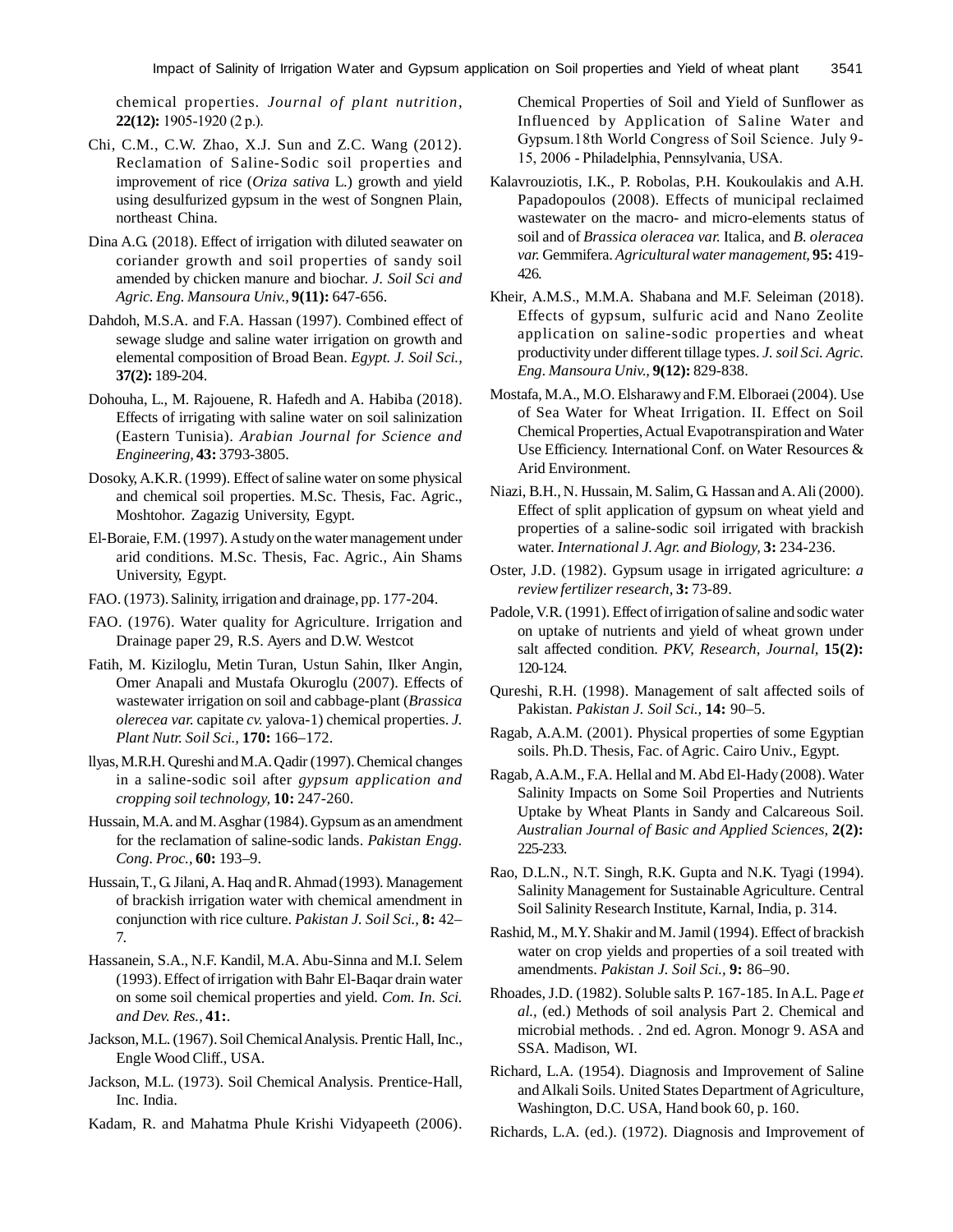chemical properties. *Journal of plant nutrition*, **22(12):** 1905-1920 (2 p.).

Chi, C.M., C.W. Zhao, X.J. Sun and Z.C. Wang (2012). Reclamation of Saline-Sodic soil properties and improvement of rice (*Oriza sativa* L.) growth and yield using desulfurized gypsum in the west of Songnen Plain, northeast China.

Dina A.G. (2018). Effect of irrigation with diluted seawater on coriander growth and soil properties of sandy soil amended by chicken manure and biochar. *J. Soil Sci and Agric. Eng. Mansoura Univ.,* **9(11):** 647-656.

Dahdoh, M.S.A. and F.A. Hassan (1997). Combined effect of sewage sludge and saline water irrigation on growth and elemental composition of Broad Bean. *Egypt. J. Soil Sci.,* **37(2):** 189-204.

Dohouha, L., M. Rajouene, R. Hafedh and A. Habiba (2018). Effects of irrigating with saline water on soil salinization (Eastern Tunisia). *Arabian Journal for Science and Engineering,* **43:** 3793-3805.

Dosoky, A.K.R. (1999). Effect of saline water on some physical and chemical soil properties. M.Sc. Thesis, Fac. Agric., Moshtohor. Zagazig University, Egypt.

El-Boraie, F.M. (1997). A study on the water management under arid conditions. M.Sc. Thesis, Fac. Agric., Ain Shams University, Egypt.

FAO. (1973). Salinity, irrigation and drainage, pp. 177-204.

FAO. (1976). Water quality for Agriculture. Irrigation and Drainage paper 29, R.S. Ayers and D.W. Westcot

Fatih, M. Kiziloglu, Metin Turan, Ustun Sahin, Ilker Angin, Omer Anapali and Mustafa Okuroglu (2007). Effects of wastewater irrigation on soil and cabbage-plant (*Brassica olerecea var.* capitate *cv.* yalova-1) chemical properties. *J. Plant Nutr. Soil Sci.,* **170:** 166–172.

llyas, M.R.H. Qureshi and M.A. Qadir (1997). Chemical changes in a saline-sodic soil after *gypsum application and cropping soil technology,* **10:** 247-260.

Hussain, M.A. and M. Asghar (1984). Gypsum as an amendment for the reclamation of saline-sodic lands. *Pakistan Engg. Cong. Proc.*, **60:** 193–9.

Hussain, T., G. Jilani, A. Haq and R. Ahmad (1993). Management of brackish irrigation water with chemical amendment in conjunction with rice culture. *Pakistan J. Soil Sci.,* **8:** 42–7.

Hassanein, S.A., N.F. Kandil, M.A. Abu-Sinna and M.I. Selem (1993). Effect of irrigation with Bahr El-Baqar drain water on some soil chemical properties and yield. *Com. In. Sci. and Dev. Res.,* **41:**.

Jackson, M.L. (1967). Soil Chemical Analysis. Prentic Hall, Inc., Engle Wood Cliff., USA.

Jackson, M.L. (1973). Soil Chemical Analysis. Prentice-Hall, Inc. India.

Kadam, R. and Mahatma Phule Krishi Vidyapeeth (2006). Chemical Properties of Soil and Yield of Sunflower as Influenced by Application of Saline Water and Gypsum.18th World Congress of Soil Science. July 9-15, 2006 - Philadelphia, Pennsylvania, USA.

Kalavrouziotis, I.K., P. Robolas, P.H. Koukoulakis and A.H. Papadopoulos (2008). Effects of municipal reclaimed wastewater on the macro- and micro-elements status of soil and of *Brassica oleracea var.* Italica, and *B. oleracea var.* Gemmifera. *Agricultural water management,* **95:** 419-426.

Kheir, A.M.S., M.M.A. Shabana and M.F. Seleiman (2018). Effects of gypsum, sulfuric acid and Nano Zeolite application on saline-sodic properties and wheat productivity under different tillage types. *J. soil Sci. Agric. Eng. Mansoura Univ.,* **9(12):** 829-838.

Mostafa, M.A., M.O. Elsharawy and F.M. Elboraei (2004). Use of Sea Water for Wheat Irrigation. II. Effect on Soil Chemical Properties, Actual Evapotranspiration and Water Use Efficiency. International Conf. on Water Resources & Arid Environment.

Niazi, B.H., N. Hussain, M. Salim, G. Hassan and A. Ali (2000). Effect of split application of gypsum on wheat yield and properties of a saline-sodic soil irrigated with brackish water. *International J. Agr. and Biology,* **3:** 234-236.

Oster, J.D. (1982). Gypsum usage in irrigated agriculture: *a review fertilizer research,* **3:** 73-89.

Padole, V.R. (1991). Effect of irrigation of saline and sodic water on uptake of nutrients and yield of wheat grown under salt affected condition. *PKV, Research, Journal,* **15(2):** 120-124.

Qureshi, R.H. (1998). Management of salt affected soils of Pakistan. *Pakistan J. Soil Sci.,* **14:** 90–5.

Ragab, A.A.M. (2001). Physical properties of some Egyptian soils. Ph.D. Thesis, Fac. of Agric. Cairo Univ., Egypt.

Ragab, A.A.M., F.A. Hellal and M. Abd El-Hady (2008). Water Salinity Impacts on Some Soil Properties and Nutrients Uptake by Wheat Plants in Sandy and Calcareous Soil. *Australian Journal of Basic and Applied Sciences,* **2(2):** 225-233.

Rao, D.L.N., N.T. Singh, R.K. Gupta and N.K. Tyagi (1994). Salinity Management for Sustainable Agriculture. Central Soil Salinity Research Institute, Karnal, India, p. 314.

Rashid, M., M.Y. Shakir and M. Jamil (1994). Effect of brackish water on crop yields and properties of a soil treated with amendments. *Pakistan J. Soil Sci.,* **9:** 86–90.

Rhoades, J.D. (1982). Soluble salts P. 167-185. In A.L. Page *et al.,* (ed.) Methods of soil analysis Part 2. Chemical and microbial methods. . 2nd ed. Agron. Monogr 9. ASA and SSA. Madison, WI.

Richard, L.A. (1954). Diagnosis and Improvement of Saline and Alkali Soils. United States Department of Agriculture, Washington, D.C. USA, Hand book 60, p. 160.

Richards, L.A. (ed.). (1972). Diagnosis and Improvement of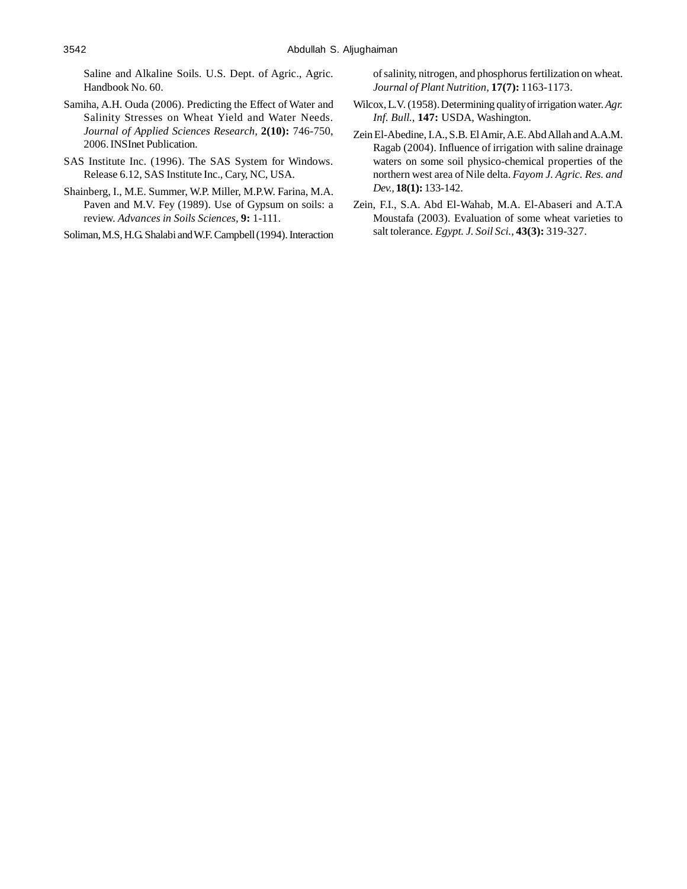Saline and Alkaline Soils. U.S. Dept. of Agric., Agric. Handbook No. 60.

Samiha, A.H. Ouda (2006). Predicting the Effect of Water and Salinity Stresses on Wheat Yield and Water Needs. *Journal of Applied Sciences Research,* **2(10):** 746-750, 2006. INSInet Publication.

SAS Institute Inc. (1996). The SAS System for Windows. Release 6.12, SAS Institute Inc., Cary, NC, USA.

Shainberg, I., M.E. Summer, W.P. Miller, M.P.W. Farina, M.A. Paven and M.V. Fey (1989). Use of Gypsum on soils: a review. *Advances in Soils Sciences,* **9:** 1-111.

Soliman, M.S, H.G. Shalabi and W.F. Campbell (1994). Interaction of salinity, nitrogen, and phosphorus fertilization on wheat. *Journal of Plant Nutrition,* **17(7):** 1163-1173.

Wilcox, L.V. (1958). Determining quality of irrigation water. *Agr. Inf. Bull.,* **147:** USDA, Washington.

Zein El-Abedine, I.A., S.B. El Amir, A.E. Abd Allah and A.A.M. Ragab (2004). Influence of irrigation with saline drainage waters on some soil physico-chemical properties of the northern west area of Nile delta. *Fayom J. Agric. Res. and Dev.,* **18(1):** 133-142.

Zein, F.I., S.A. Abd El-Wahab, M.A. El-Abaseri and A.T.A Moustafa (2003). Evaluation of some wheat varieties to salt tolerance. *Egypt. J. Soil Sci.,* **43(3):** 319-327.